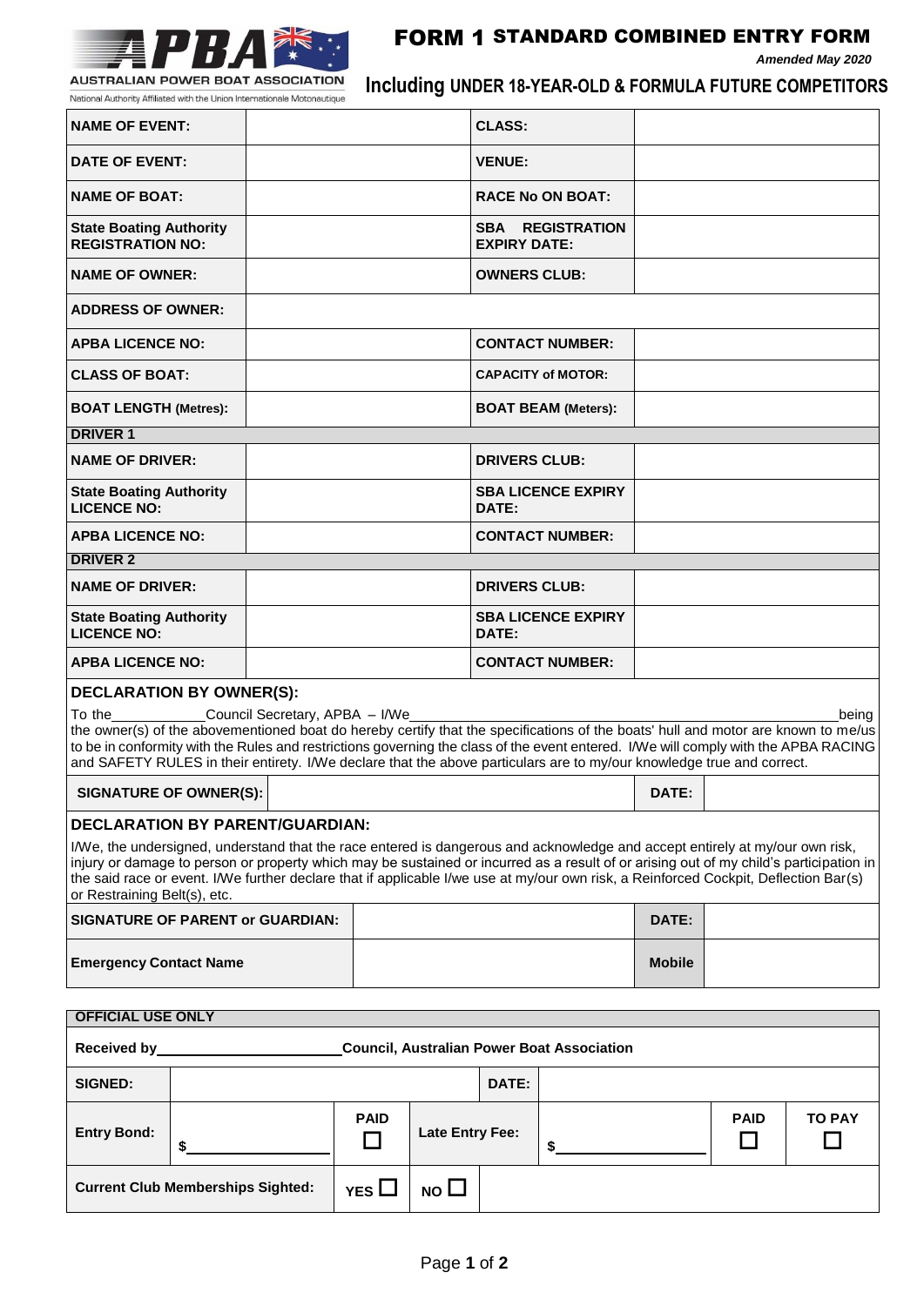**AUSTRALIAN POWER BOAT ASSOCIATION**
National Authority Affiliated with the Union Internationale Motonautique

# FORM 1 STANDARD COMBINED ENTRY FORM

*Amended May 2020*

## Including UNDER 18-YEAR-OLD & FORMULA FUTURE COMPETITORS

| | | | |
|---|---|---|---|
| **NAME OF EVENT:** | | **CLASS:** | |
| **DATE OF EVENT:** | | **VENUE:** | |
| **NAME OF BOAT:** | | **RACE No ON BOAT:** | |
| **State Boating Authority REGISTRATION NO:** | | **SBA REGISTRATION EXPIRY DATE:** | |
| **NAME OF OWNER:** | | **OWNERS CLUB:** | |
| **ADDRESS OF OWNER:** | | | |
| **APBA LICENCE NO:** | | **CONTACT NUMBER:** | |
| **CLASS OF BOAT:** | | **CAPACITY of MOTOR:** | |
| **BOAT LENGTH (Metres):** | | **BOAT BEAM (Meters):** | |
| **DRIVER 1** | | | |
| **NAME OF DRIVER:** | | **DRIVERS CLUB:** | |
| **State Boating Authority LICENCE NO:** | | **SBA LICENCE EXPIRY DATE:** | |
| **APBA LICENCE NO:** | | **CONTACT NUMBER:** | |
| **DRIVER 2** | | | |
| **NAME OF DRIVER:** | | **DRIVERS CLUB:** | |
| **State Boating Authority LICENCE NO:** | | **SBA LICENCE EXPIRY DATE:** | |
| **APBA LICENCE NO:** | | **CONTACT NUMBER:** | |

**DECLARATION BY OWNER(S):**

To the____________Council Secretary, APBA – I/We______________________________________________being the owner(s) of the abovementioned boat do hereby certify that the specifications of the boats' hull and motor are known to me/us to be in conformity with the Rules and restrictions governing the class of the event entered. I/We will comply with the APBA RACING and SAFETY RULES in their entirety. I/We declare that the above particulars are to my/our knowledge true and correct.

| | | | |
|---|---|---|---|
| **SIGNATURE OF OWNER(S):** | | **DATE:** | |

**DECLARATION BY PARENT/GUARDIAN:**

I/We, the undersigned, understand that the race entered is dangerous and acknowledge and accept entirely at my/our own risk, injury or damage to person or property which may be sustained or incurred as a result of or arising out of my child's participation in the said race or event. I/We further declare that if applicable I/we use at my/our own risk, a Reinforced Cockpit, Deflection Bar(s) or Restraining Belt(s), etc.

| | | | |
|---|---|---|---|
| **SIGNATURE OF PARENT or GUARDIAN:** | | **DATE:** | |
| **Emergency Contact Name** | | **Mobile** | |

**OFFICIAL USE ONLY**

**Received by**______________________ **Council, Australian Power Boat Association**

| | | | | | | | |
|---|---|---|---|---|---|---|---|
| **SIGNED:** | | | | **DATE:** | | | |
| **Entry Bond:** | $________ | **PAID** ☐ | **Late Entry Fee:** | | $________ | **PAID** ☐ | **TO PAY** ☐ |
| **Current Club Memberships Sighted:** | | **YES** ☐ | **NO** ☐ | | | | |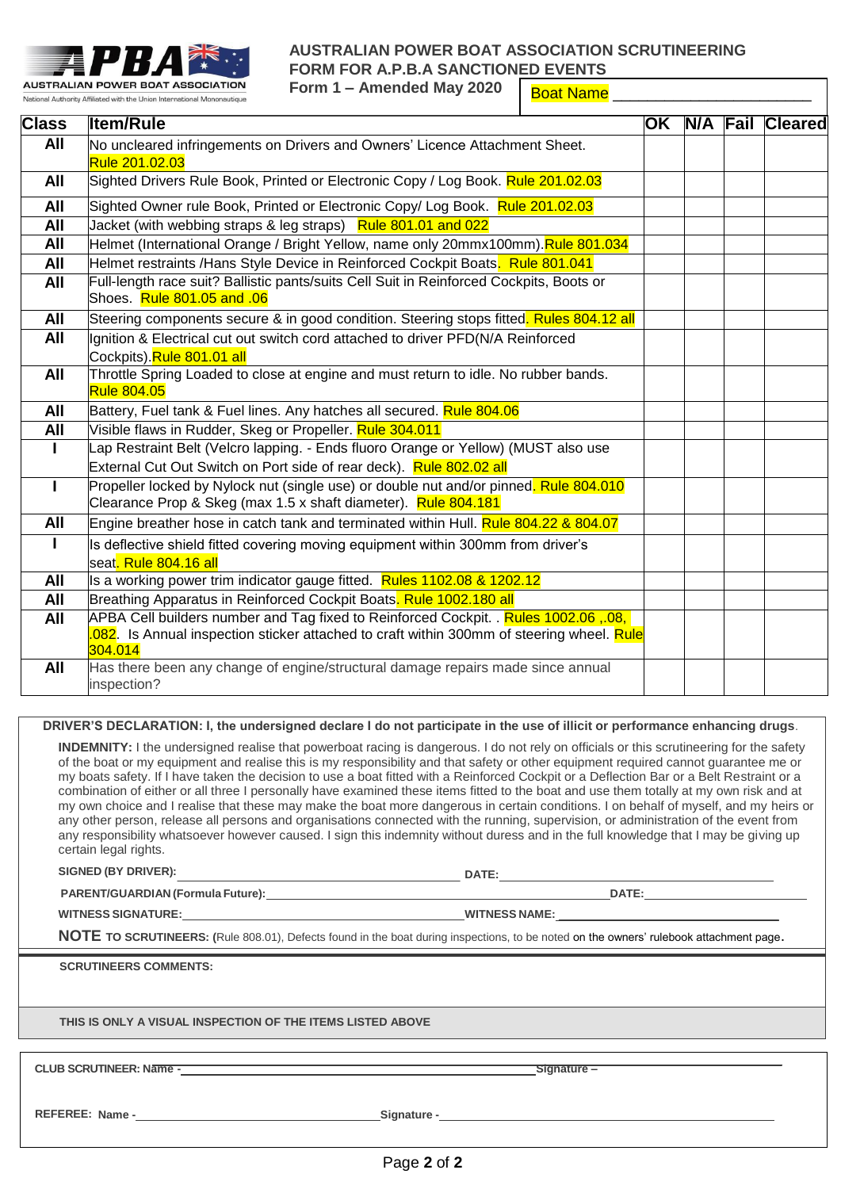# AUSTRALIAN POWER BOAT ASSOCIATION SCRUTINEERING FORM FOR A.P.B.A SANCTIONED EVENTS

**Form 1 – Amended May 2020**

Boat Name ______________________

| Class | Item/Rule | OK | N/A | Fail | Cleared |
|---|---|---|---|---|---|
| All | No uncleared infringements on Drivers and Owners' Licence Attachment Sheet. Rule 201.02.03 | | | | |
| All | Sighted Drivers Rule Book, Printed or Electronic Copy / Log Book. Rule 201.02.03 | | | | |
| All | Sighted Owner rule Book, Printed or Electronic Copy/ Log Book. Rule 201.02.03 | | | | |
| All | Jacket (with webbing straps & leg straps) Rule 801.01 and 022 | | | | |
| All | Helmet (International Orange / Bright Yellow, name only 20mmx100mm).Rule 801.034 | | | | |
| All | Helmet restraints /Hans Style Device in Reinforced Cockpit Boats. Rule 801.041 | | | | |
| All | Full-length race suit? Ballistic pants/suits Cell Suit in Reinforced Cockpits, Boots or Shoes. Rule 801.05 and .06 | | | | |
| All | Steering components secure & in good condition. Steering stops fitted. Rules 804.12 all | | | | |
| All | Ignition & Electrical cut out switch cord attached to driver PFD(N/A Reinforced Cockpits).Rule 801.01 all | | | | |
| All | Throttle Spring Loaded to close at engine and must return to idle. No rubber bands. Rule 804.05 | | | | |
| All | Battery, Fuel tank & Fuel lines. Any hatches all secured. Rule 804.06 | | | | |
| All | Visible flaws in Rudder, Skeg or Propeller. Rule 304.011 | | | | |
| I | Lap Restraint Belt (Velcro lapping. - Ends fluoro Orange or Yellow) (MUST also use External Cut Out Switch on Port side of rear deck). Rule 802.02 all | | | | |
| I | Propeller locked by Nylock nut (single use) or double nut and/or pinned. Rule 804.010 Clearance Prop & Skeg (max 1.5 x shaft diameter). Rule 804.181 | | | | |
| All | Engine breather hose in catch tank and terminated within Hull. Rule 804.22 & 804.07 | | | | |
| I | Is deflective shield fitted covering moving equipment within 300mm from driver's seat. Rule 804.16 all | | | | |
| All | Is a working power trim indicator gauge fitted. Rules 1102.08 & 1202.12 | | | | |
| All | Breathing Apparatus in Reinforced Cockpit Boats. Rule 1002.180 all | | | | |
| All | APBA Cell builders number and Tag fixed to Reinforced Cockpit. . Rules 1002.06 ,.08, .082. Is Annual inspection sticker attached to craft within 300mm of steering wheel. Rule 304.014 | | | | |
| All | Has there been any change of engine/structural damage repairs made since annual inspection? | | | | |

**DRIVER'S DECLARATION: I, the undersigned declare I do not participate in the use of illicit or performance enhancing drugs**.

**INDEMNITY:** I the undersigned realise that powerboat racing is dangerous. I do not rely on officials or this scrutineering for the safety of the boat or my equipment and realise this is my responsibility and that safety or other equipment required cannot guarantee me or my boats safety. If I have taken the decision to use a boat fitted with a Reinforced Cockpit or a Deflection Bar or a Belt Restraint or a combination of either or all three I personally have examined these items fitted to the boat and use them totally at my own risk and at my own choice and I realise that these may make the boat more dangerous in certain conditions. I on behalf of myself, and my heirs or any other person, release all persons and organisations connected with the running, supervision, or administration of the event from any responsibility whatsoever however caused. I sign this indemnity without duress and in the full knowledge that I may be giving up certain legal rights.

**SIGNED (BY DRIVER):** ______________________ **DATE:** ______________________

**PARENT/GUARDIAN (Formula Future):** ______________________ **DATE:** ______________________

**WITNESS SIGNATURE:** ______________________ **WITNESS NAME:** ______________________

**NOTE TO SCRUTINEERS: (**Rule 808.01), Defects found in the boat during inspections, to be noted on the owners' rulebook attachment page.

**SCRUTINEERS COMMENTS:**

**THIS IS ONLY A VISUAL INSPECTION OF THE ITEMS LISTED ABOVE**

**CLUB SCRUTINEER: Name -** ______________________ **Signature –** ______________________

**REFEREE: Name -** ______________________ **Signature -** ______________________